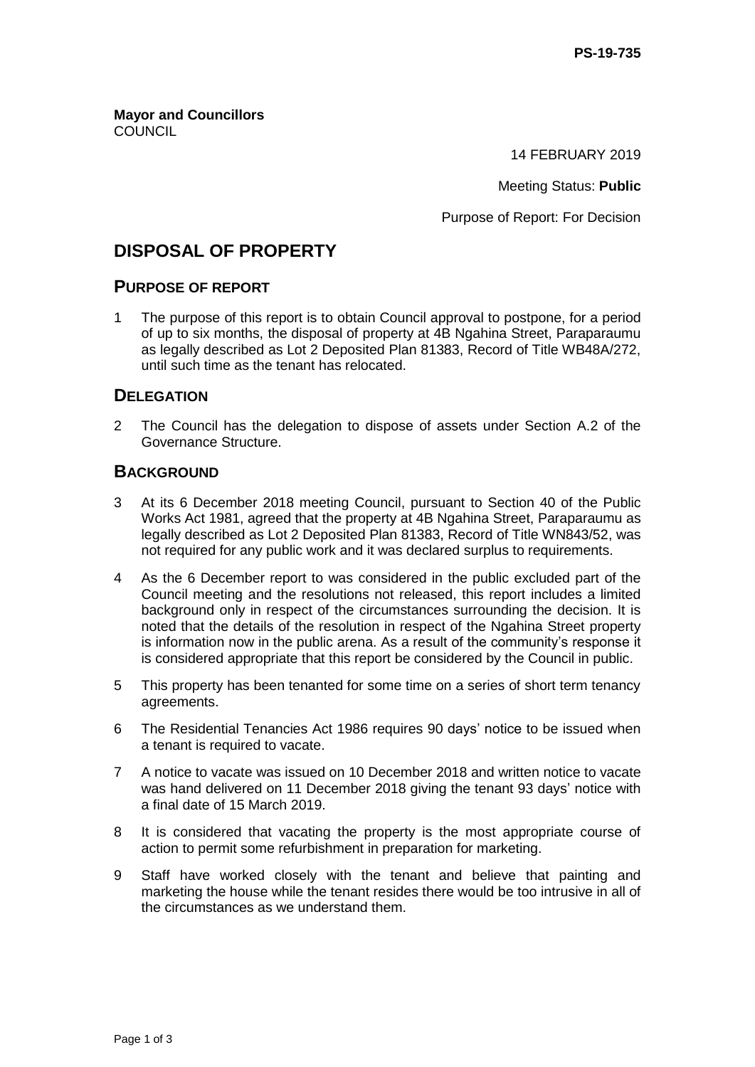PS-19-735

**Mayor and Councillors**
COUNCIL

14 FEBRUARY 2019

Meeting Status: **Public**

Purpose of Report: For Decision

# DISPOSAL OF PROPERTY

## PURPOSE OF REPORT

1 The purpose of this report is to obtain Council approval to postpone, for a period of up to six months, the disposal of property at 4B Ngahina Street, Paraparaumu as legally described as Lot 2 Deposited Plan 81383, Record of Title WB48A/272, until such time as the tenant has relocated.

## DELEGATION

2 The Council has the delegation to dispose of assets under Section A.2 of the Governance Structure.

## BACKGROUND

3 At its 6 December 2018 meeting Council, pursuant to Section 40 of the Public Works Act 1981, agreed that the property at 4B Ngahina Street, Paraparaumu as legally described as Lot 2 Deposited Plan 81383, Record of Title WN843/52, was not required for any public work and it was declared surplus to requirements.

4 As the 6 December report to was considered in the public excluded part of the Council meeting and the resolutions not released, this report includes a limited background only in respect of the circumstances surrounding the decision. It is noted that the details of the resolution in respect of the Ngahina Street property is information now in the public arena. As a result of the community's response it is considered appropriate that this report be considered by the Council in public.

5 This property has been tenanted for some time on a series of short term tenancy agreements.

6 The Residential Tenancies Act 1986 requires 90 days' notice to be issued when a tenant is required to vacate.

7 A notice to vacate was issued on 10 December 2018 and written notice to vacate was hand delivered on 11 December 2018 giving the tenant 93 days' notice with a final date of 15 March 2019.

8 It is considered that vacating the property is the most appropriate course of action to permit some refurbishment in preparation for marketing.

9 Staff have worked closely with the tenant and believe that painting and marketing the house while the tenant resides there would be too intrusive in all of the circumstances as we understand them.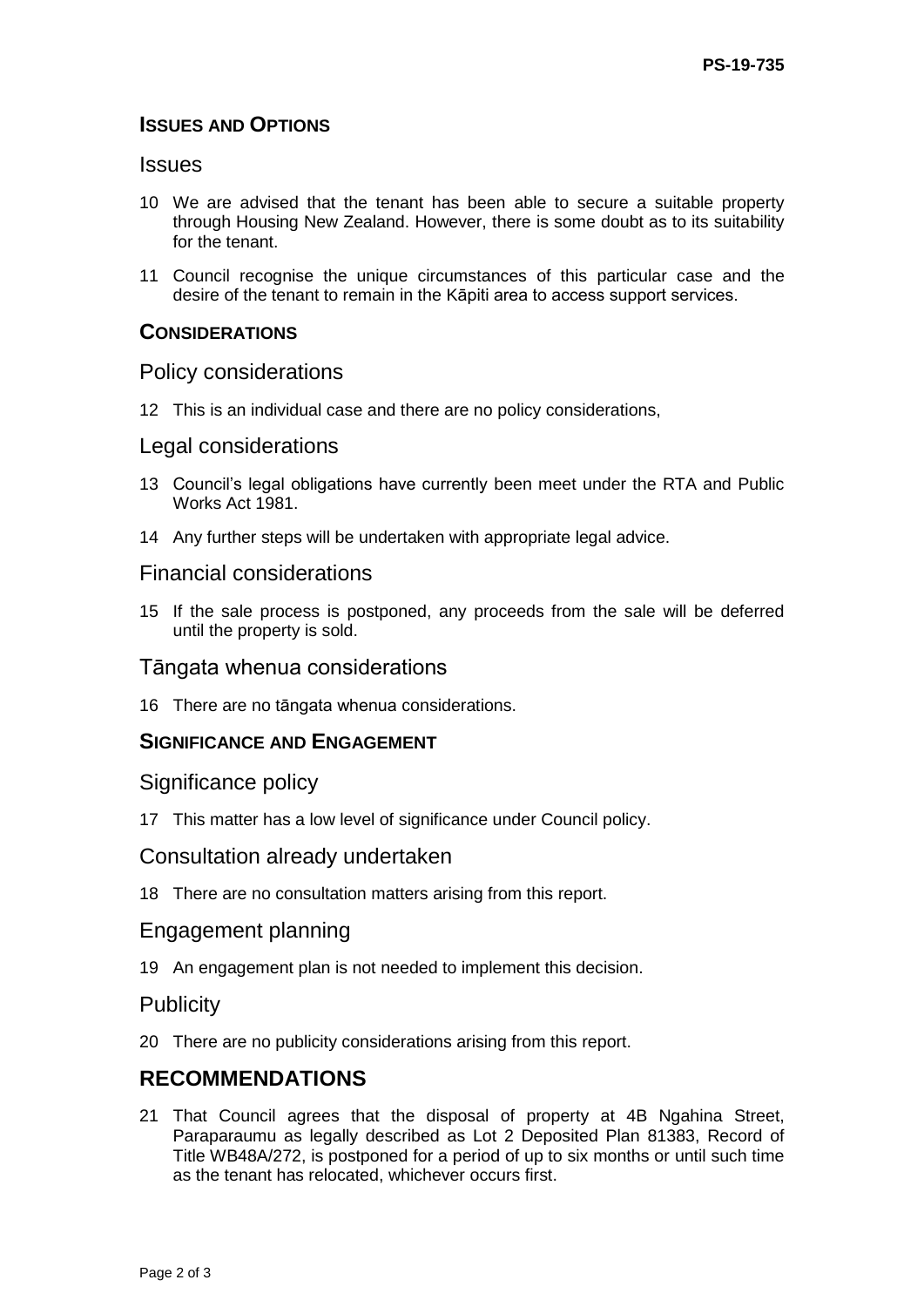## ISSUES AND OPTIONS

### Issues

10 We are advised that the tenant has been able to secure a suitable property through Housing New Zealand. However, there is some doubt as to its suitability for the tenant.

11 Council recognise the unique circumstances of this particular case and the desire of the tenant to remain in the Kāpiti area to access support services.

## CONSIDERATIONS

### Policy considerations

12 This is an individual case and there are no policy considerations,

### Legal considerations

13 Council's legal obligations have currently been meet under the RTA and Public Works Act 1981.

14 Any further steps will be undertaken with appropriate legal advice.

### Financial considerations

15 If the sale process is postponed, any proceeds from the sale will be deferred until the property is sold.

### Tāngata whenua considerations

16 There are no tāngata whenua considerations.

## SIGNIFICANCE AND ENGAGEMENT

### Significance policy

17 This matter has a low level of significance under Council policy.

### Consultation already undertaken

18 There are no consultation matters arising from this report.

### Engagement planning

19 An engagement plan is not needed to implement this decision.

### Publicity

20 There are no publicity considerations arising from this report.

## RECOMMENDATIONS

21 That Council agrees that the disposal of property at 4B Ngahina Street, Paraparaumu as legally described as Lot 2 Deposited Plan 81383, Record of Title WB48A/272, is postponed for a period of up to six months or until such time as the tenant has relocated, whichever occurs first.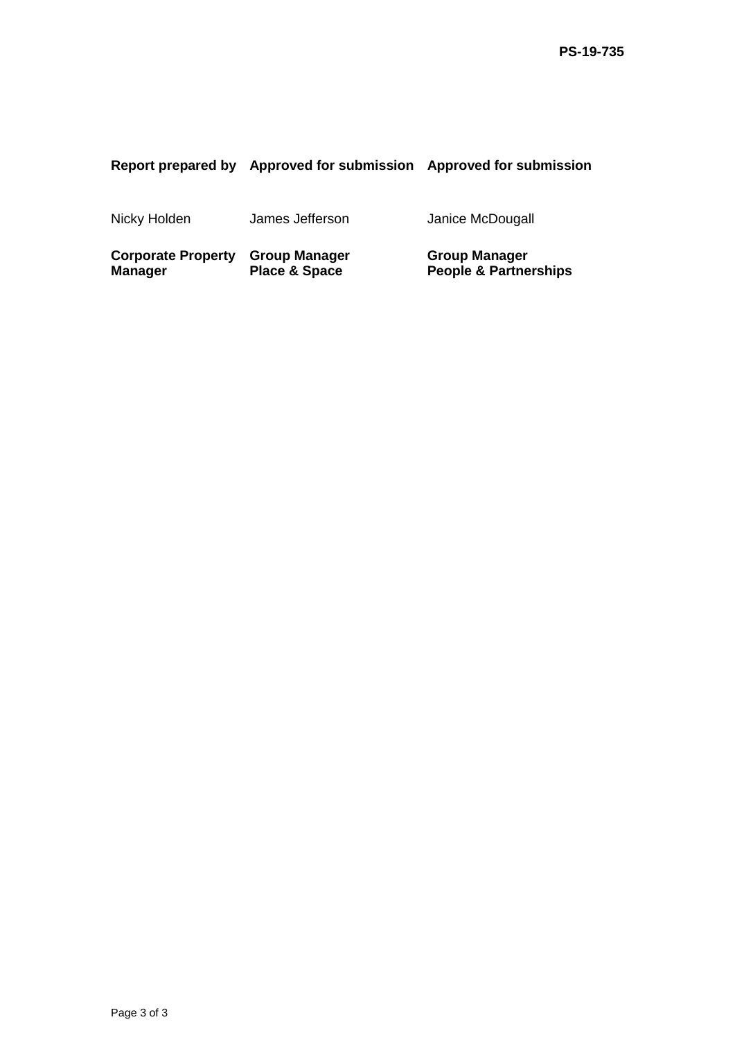| Report prepared by | Approved for submission | Approved for submission |
|---|---|---|
| Nicky Holden | James Jefferson | Janice McDougall |
| **Corporate Property Manager** | **Group Manager Place & Space** | **Group Manager People & Partnerships** |